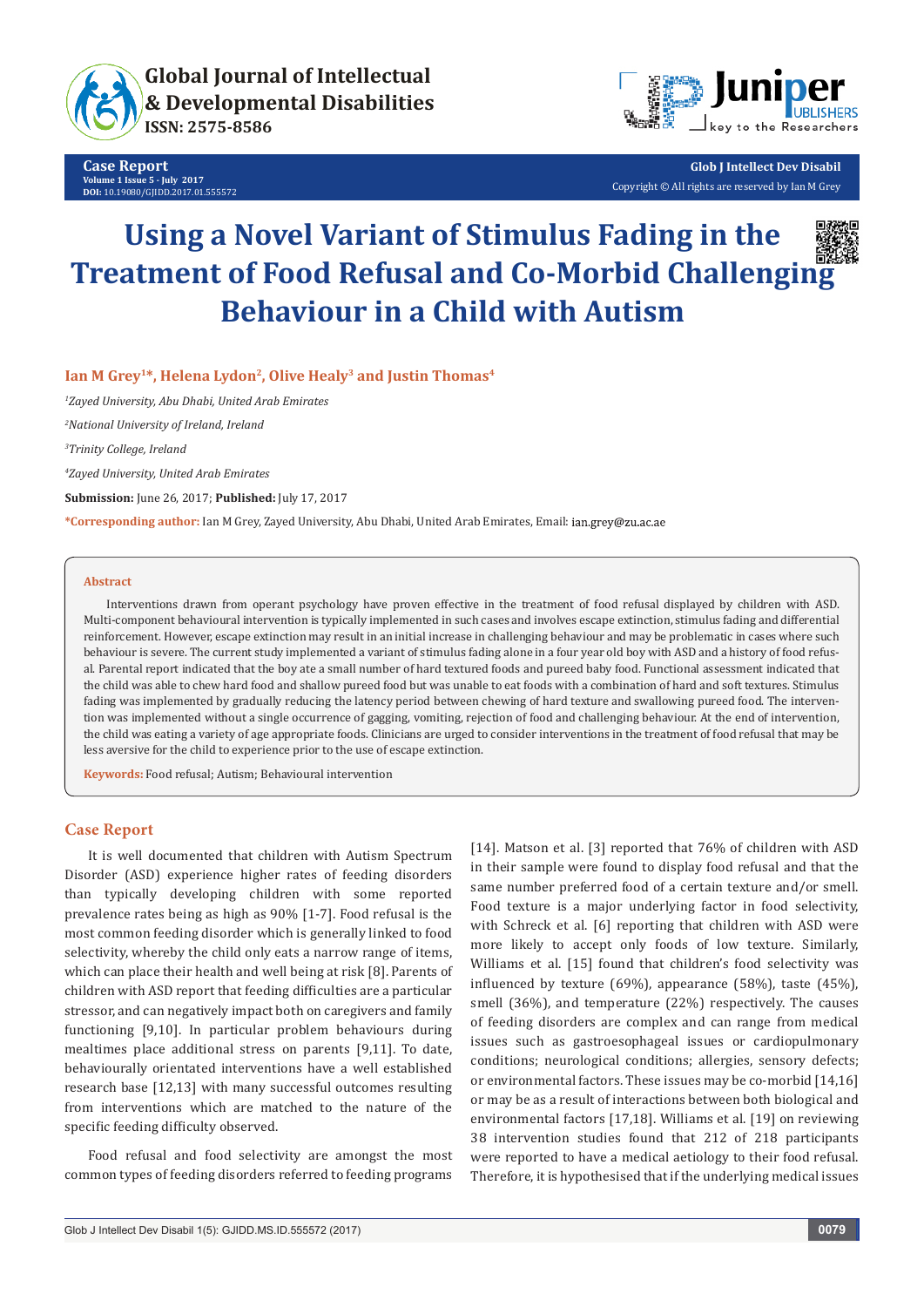# Using a Novel Variant of Stimulus Fading in the Treatment of Food Refusal and Co-Morbid Challenging Behaviour in a Child with Autism

**Ian M Grey[1]*, Helena Lydon[2], Olive Healy[3] and Justin Thomas[4]**

*[1]Zayed University, Abu Dhabi, United Arab Emirates*

*[2]National University of Ireland, Ireland*

*[3]Trinity College, Ireland*

*[4]Zayed University, United Arab Emirates*

**Submission:** June 26, 2017; **Published:** July 17, 2017

***Corresponding author:** Ian M Grey, Zayed University, Abu Dhabi, United Arab Emirates, Email: ian.grey@zu.ac.ae

## Abstract

Interventions drawn from operant psychology have proven effective in the treatment of food refusal displayed by children with ASD. Multi-component behavioural intervention is typically implemented in such cases and involves escape extinction, stimulus fading and differential reinforcement. However, escape extinction may result in an initial increase in challenging behaviour and may be problematic in cases where such behaviour is severe. The current study implemented a variant of stimulus fading alone in a four year old boy with ASD and a history of food refusal. Parental report indicated that the boy ate a small number of hard textured foods and pureed baby food. Functional assessment indicated that the child was able to chew hard food and shallow pureed food but was unable to eat foods with a combination of hard and soft textures. Stimulus fading was implemented by gradually reducing the latency period between chewing of hard texture and swallowing pureed food. The intervention was implemented without a single occurrence of gagging, vomiting, rejection of food and challenging behaviour. At the end of intervention, the child was eating a variety of age appropriate foods. Clinicians are urged to consider interventions in the treatment of food refusal that may be less aversive for the child to experience prior to the use of escape extinction.

**Keywords:** Food refusal; Autism; Behavioural intervention

## Case Report

It is well documented that children with Autism Spectrum Disorder (ASD) experience higher rates of feeding disorders than typically developing children with some reported prevalence rates being as high as 90% [1-7]. Food refusal is the most common feeding disorder which is generally linked to food selectivity, whereby the child only eats a narrow range of items, which can place their health and well being at risk [8]. Parents of children with ASD report that feeding difficulties are a particular stressor, and can negatively impact both on caregivers and family functioning [9,10]. In particular problem behaviours during mealtimes place additional stress on parents [9,11]. To date, behaviourally orientated interventions have a well established research base [12,13] with many successful outcomes resulting from interventions which are matched to the nature of the specific feeding difficulty observed.

Food refusal and food selectivity are amongst the most common types of feeding disorders referred to feeding programs [14]. Matson et al. [3] reported that 76% of children with ASD in their sample were found to display food refusal and that the same number preferred food of a certain texture and/or smell. Food texture is a major underlying factor in food selectivity, with Schreck et al. [6] reporting that children with ASD were more likely to accept only foods of low texture. Similarly, Williams et al. [15] found that children's food selectivity was influenced by texture (69%), appearance (58%), taste (45%), smell (36%), and temperature (22%) respectively. The causes of feeding disorders are complex and can range from medical issues such as gastroesophageal issues or cardiopulmonary conditions; neurological conditions; allergies, sensory defects; or environmental factors. These issues may be co-morbid [14,16] or may be as a result of interactions between both biological and environmental factors [17,18]. Williams et al. [19] on reviewing 38 intervention studies found that 212 of 218 participants were reported to have a medical aetiology to their food refusal. Therefore, it is hypothesised that if the underlying medical issues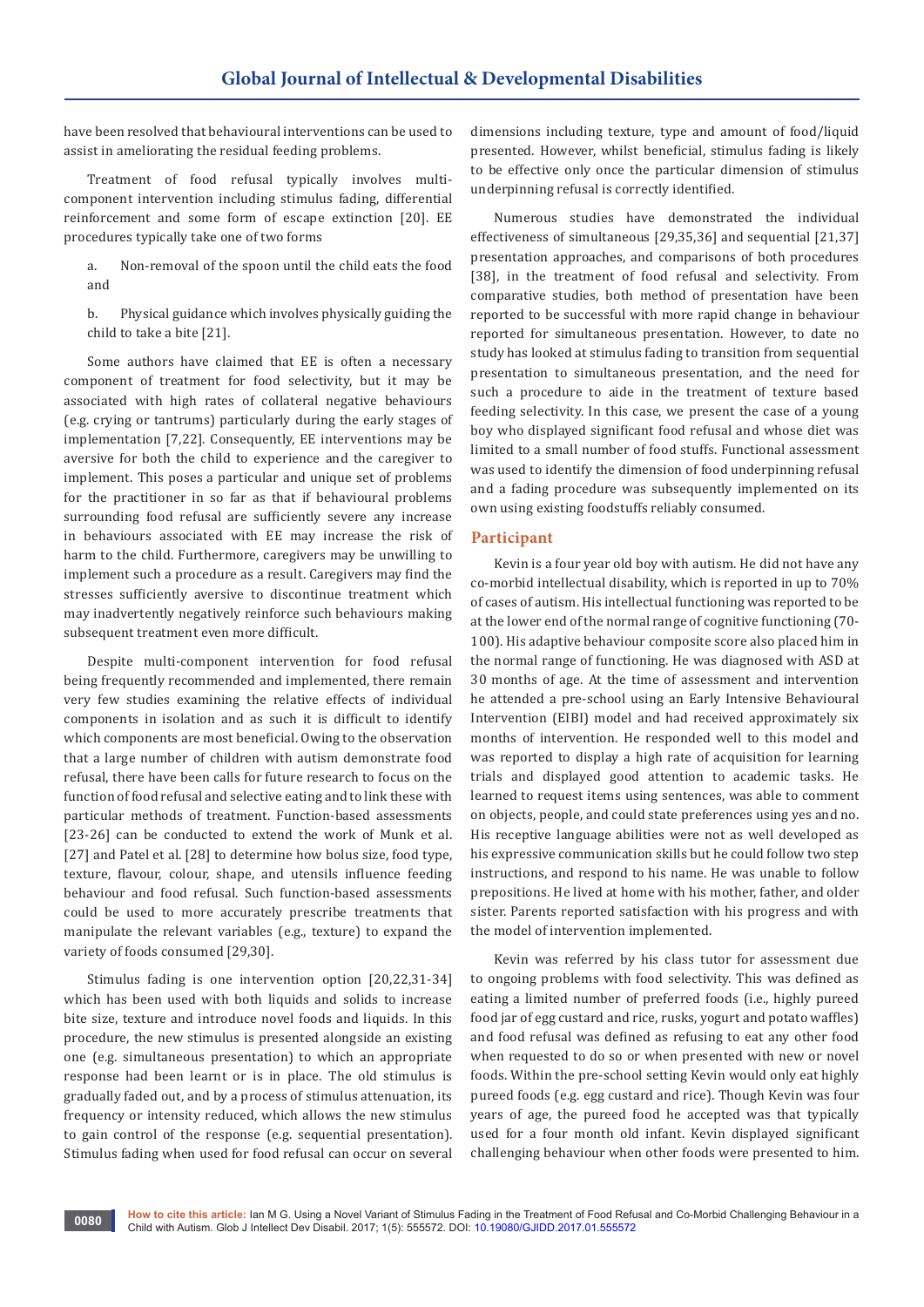have been resolved that behavioural interventions can be used to assist in ameliorating the residual feeding problems.

Treatment of food refusal typically involves multi-component intervention including stimulus fading, differential reinforcement and some form of escape extinction [20]. EE procedures typically take one of two forms

a. Non-removal of the spoon until the child eats the food and

b. Physical guidance which involves physically guiding the child to take a bite [21].

Some authors have claimed that EE is often a necessary component of treatment for food selectivity, but it may be associated with high rates of collateral negative behaviours (e.g. crying or tantrums) particularly during the early stages of implementation [7,22]. Consequently, EE interventions may be aversive for both the child to experience and the caregiver to implement. This poses a particular and unique set of problems for the practitioner in so far as that if behavioural problems surrounding food refusal are sufficiently severe any increase in behaviours associated with EE may increase the risk of harm to the child. Furthermore, caregivers may be unwilling to implement such a procedure as a result. Caregivers may find the stresses sufficiently aversive to discontinue treatment which may inadvertently negatively reinforce such behaviours making subsequent treatment even more difficult.

Despite multi-component intervention for food refusal being frequently recommended and implemented, there remain very few studies examining the relative effects of individual components in isolation and as such it is difficult to identify which components are most beneficial. Owing to the observation that a large number of children with autism demonstrate food refusal, there have been calls for future research to focus on the function of food refusal and selective eating and to link these with particular methods of treatment. Function-based assessments [23-26] can be conducted to extend the work of Munk et al. [27] and Patel et al. [28] to determine how bolus size, food type, texture, flavour, colour, shape, and utensils influence feeding behaviour and food refusal. Such function-based assessments could be used to more accurately prescribe treatments that manipulate the relevant variables (e.g., texture) to expand the variety of foods consumed [29,30].

Stimulus fading is one intervention option [20,22,31-34] which has been used with both liquids and solids to increase bite size, texture and introduce novel foods and liquids. In this procedure, the new stimulus is presented alongside an existing one (e.g. simultaneous presentation) to which an appropriate response had been learnt or is in place. The old stimulus is gradually faded out, and by a process of stimulus attenuation, its frequency or intensity reduced, which allows the new stimulus to gain control of the response (e.g. sequential presentation). Stimulus fading when used for food refusal can occur on several dimensions including texture, type and amount of food/liquid presented. However, whilst beneficial, stimulus fading is likely to be effective only once the particular dimension of stimulus underpinning refusal is correctly identified.

Numerous studies have demonstrated the individual effectiveness of simultaneous [29,35,36] and sequential [21,37] presentation approaches, and comparisons of both procedures [38], in the treatment of food refusal and selectivity. From comparative studies, both method of presentation have been reported to be successful with more rapid change in behaviour reported for simultaneous presentation. However, to date no study has looked at stimulus fading to transition from sequential presentation to simultaneous presentation, and the need for such a procedure to aide in the treatment of texture based feeding selectivity. In this case, we present the case of a young boy who displayed significant food refusal and whose diet was limited to a small number of food stuffs. Functional assessment was used to identify the dimension of food underpinning refusal and a fading procedure was subsequently implemented on its own using existing foodstuffs reliably consumed.

## Participant

Kevin is a four year old boy with autism. He did not have any co-morbid intellectual disability, which is reported in up to 70% of cases of autism. His intellectual functioning was reported to be at the lower end of the normal range of cognitive functioning (70-100). His adaptive behaviour composite score also placed him in the normal range of functioning. He was diagnosed with ASD at 30 months of age. At the time of assessment and intervention he attended a pre-school using an Early Intensive Behavioural Intervention (EIBI) model and had received approximately six months of intervention. He responded well to this model and was reported to display a high rate of acquisition for learning trials and displayed good attention to academic tasks. He learned to request items using sentences, was able to comment on objects, people, and could state preferences using yes and no. His receptive language abilities were not as well developed as his expressive communication skills but he could follow two step instructions, and respond to his name. He was unable to follow prepositions. He lived at home with his mother, father, and older sister. Parents reported satisfaction with his progress and with the model of intervention implemented.

Kevin was referred by his class tutor for assessment due to ongoing problems with food selectivity. This was defined as eating a limited number of preferred foods (i.e., highly pureed food jar of egg custard and rice, rusks, yogurt and potato waffles) and food refusal was defined as refusing to eat any other food when requested to do so or when presented with new or novel foods. Within the pre-school setting Kevin would only eat highly pureed foods (e.g. egg custard and rice). Though Kevin was four years of age, the pureed food he accepted was that typically used for a four month old infant. Kevin displayed significant challenging behaviour when other foods were presented to him.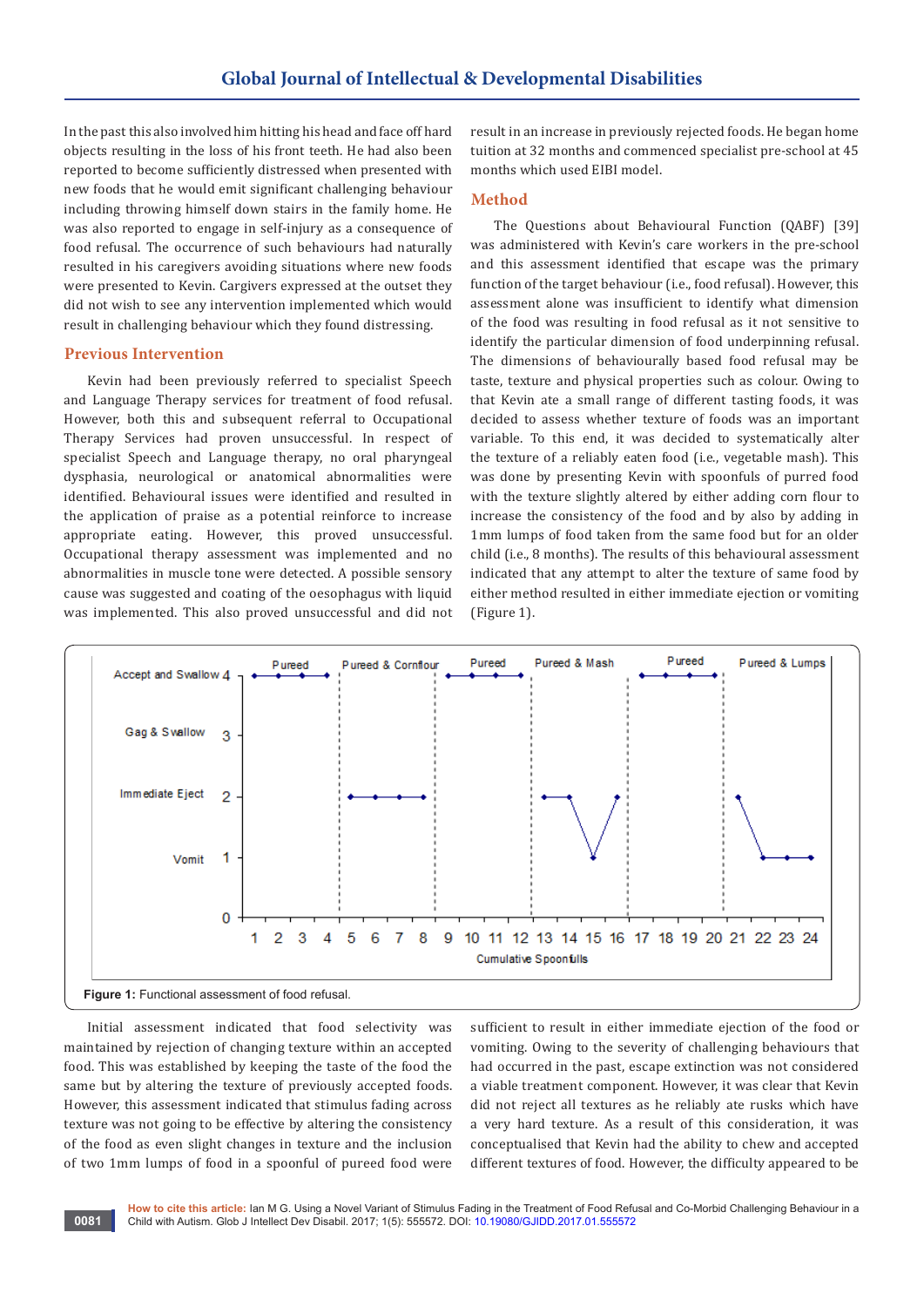In the past this also involved him hitting his head and face off hard objects resulting in the loss of his front teeth. He had also been reported to become sufficiently distressed when presented with new foods that he would emit significant challenging behaviour including throwing himself down stairs in the family home. He was also reported to engage in self-injury as a consequence of food refusal. The occurrence of such behaviours had naturally resulted in his caregivers avoiding situations where new foods were presented to Kevin. Cargivers expressed at the outset they did not wish to see any intervention implemented which would result in challenging behaviour which they found distressing.

## Previous Intervention

Kevin had been previously referred to specialist Speech and Language Therapy services for treatment of food refusal. However, both this and subsequent referral to Occupational Therapy Services had proven unsuccessful. In respect of specialist Speech and Language therapy, no oral pharyngeal dysphasia, neurological or anatomical abnormalities were identified. Behavioural issues were identified and resulted in the application of praise as a potential reinforce to increase appropriate eating. However, this proved unsuccessful. Occupational therapy assessment was implemented and no abnormalities in muscle tone were detected. A possible sensory cause was suggested and coating of the oesophagus with liquid was implemented. This also proved unsuccessful and did not result in an increase in previously rejected foods. He began home tuition at 32 months and commenced specialist pre-school at 45 months which used EIBI model.

## Method

The Questions about Behavioural Function (QABF) [39] was administered with Kevin's care workers in the pre-school and this assessment identified that escape was the primary function of the target behaviour (i.e., food refusal). However, this assessment alone was insufficient to identify what dimension of the food was resulting in food refusal as it not sensitive to identify the particular dimension of food underpinning refusal. The dimensions of behaviourally based food refusal may be taste, texture and physical properties such as colour. Owing to that Kevin ate a small range of different tasting foods, it was decided to assess whether texture of foods was an important variable. To this end, it was decided to systematically alter the texture of a reliably eaten food (i.e., vegetable mash). This was done by presenting Kevin with spoonfuls of purred food with the texture slightly altered by either adding corn flour to increase the consistency of the food and by also by adding in 1mm lumps of food taken from the same food but for an older child (i.e., 8 months). The results of this behavioural assessment indicated that any attempt to alter the texture of same food by either method resulted in either immediate ejection or vomiting (Figure 1).

Figure 1: Functional assessment of food refusal.

Initial assessment indicated that food selectivity was maintained by rejection of changing texture within an accepted food. This was established by keeping the taste of the food the same but by altering the texture of previously accepted foods. However, this assessment indicated that stimulus fading across texture was not going to be effective by altering the consistency of the food as even slight changes in texture and the inclusion of two 1mm lumps of food in a spoonful of pureed food were sufficient to result in either immediate ejection of the food or vomiting. Owing to the severity of challenging behaviours that had occurred in the past, escape extinction was not considered a viable treatment component. However, it was clear that Kevin did not reject all textures as he reliably ate rusks which have a very hard texture. As a result of this consideration, it was conceptualised that Kevin had the ability to chew and accepted different textures of food. However, the difficulty appeared to be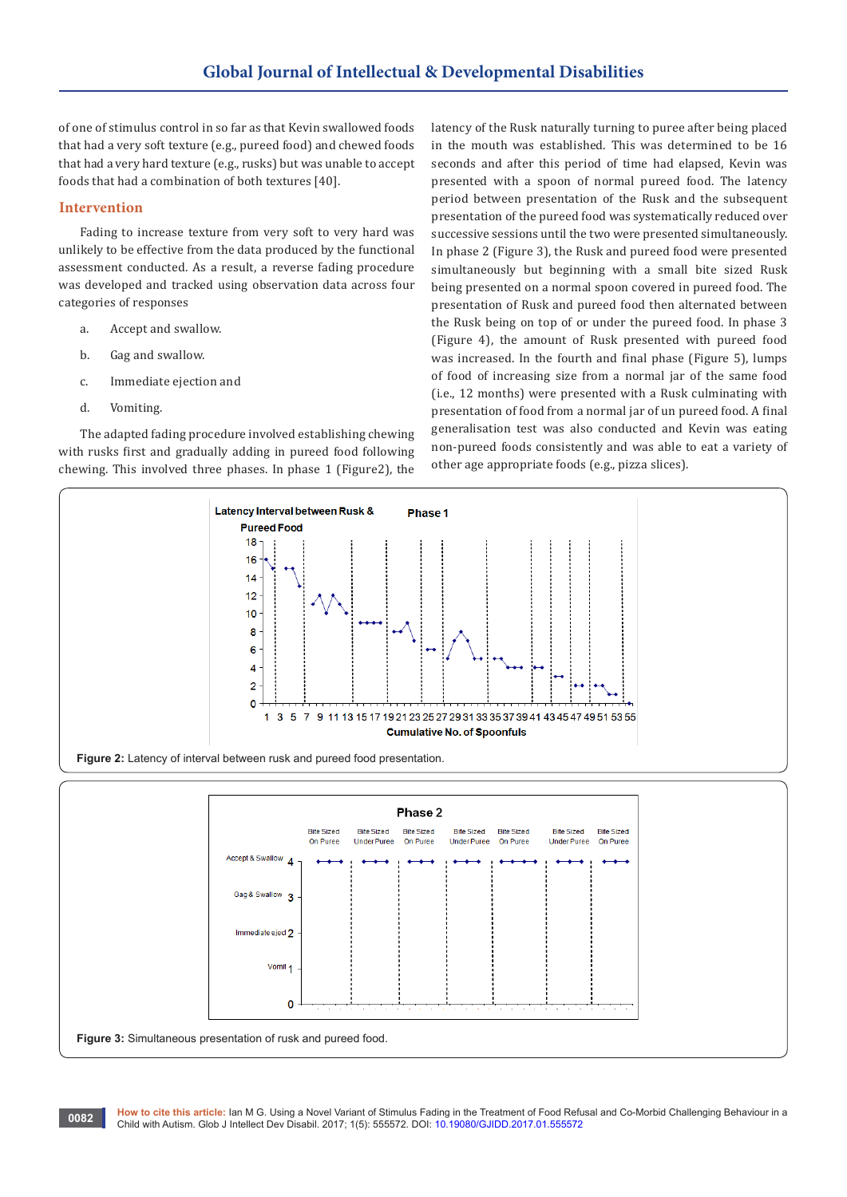of one of stimulus control in so far as that Kevin swallowed foods that had a very soft texture (e.g., pureed food) and chewed foods that had a very hard texture (e.g., rusks) but was unable to accept foods that had a combination of both textures [40].

## Intervention

Fading to increase texture from very soft to very hard was unlikely to be effective from the data produced by the functional assessment conducted. As a result, a reverse fading procedure was developed and tracked using observation data across four categories of responses

a. Accept and swallow.

b. Gag and swallow.

c. Immediate ejection and

d. Vomiting.

The adapted fading procedure involved establishing chewing with rusks first and gradually adding in pureed food following chewing. This involved three phases. In phase 1 (Figure2), the latency of the Rusk naturally turning to puree after being placed in the mouth was established. This was determined to be 16 seconds and after this period of time had elapsed, Kevin was presented with a spoon of normal pureed food. The latency period between presentation of the Rusk and the subsequent presentation of the pureed food was systematically reduced over successive sessions until the two were presented simultaneously. In phase 2 (Figure 3), the Rusk and pureed food were presented simultaneously but beginning with a small bite sized Rusk being presented on a normal spoon covered in pureed food. The presentation of Rusk and pureed food then alternated between the Rusk being on top of or under the pureed food. In phase 3 (Figure 4), the amount of Rusk presented with pureed food was increased. In the fourth and final phase (Figure 5), lumps of food of increasing size from a normal jar of the same food (i.e., 12 months) were presented with a Rusk culminating with presentation of food from a normal jar of un pureed food. A final generalisation test was also conducted and Kevin was eating non-pureed foods consistently and was able to eat a variety of other age appropriate foods (e.g., pizza slices).

**Figure 2:** Latency of interval between rusk and pureed food presentation.

**Figure 3:** Simultaneous presentation of rusk and pureed food.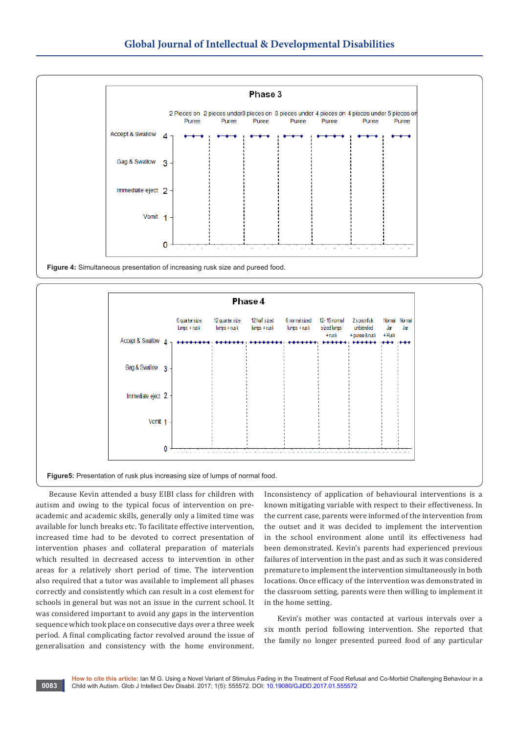Figure 4: Simultaneous presentation of increasing rusk size and pureed food.

Figure5: Presentation of rusk plus increasing size of lumps of normal food.

Because Kevin attended a busy EIBI class for children with autism and owing to the typical focus of intervention on pre-academic and academic skills, generally only a limited time was available for lunch breaks etc. To facilitate effective intervention, increased time had to be devoted to correct presentation of intervention phases and collateral preparation of materials which resulted in decreased access to intervention in other areas for a relatively short period of time. The intervention also required that a tutor was available to implement all phases correctly and consistently which can result in a cost element for schools in general but was not an issue in the current school. It was considered important to avoid any gaps in the intervention sequence which took place on consecutive days over a three week period. A final complicating factor revolved around the issue of generalisation and consistency with the home environment. Inconsistency of application of behavioural interventions is a known mitigating variable with respect to their effectiveness. In the current case, parents were informed of the intervention from the outset and it was decided to implement the intervention in the school environment alone until its effectiveness had been demonstrated. Kevin's parents had experienced previous failures of intervention in the past and as such it was considered premature to implement the intervention simultaneously in both locations. Once efficacy of the intervention was demonstrated in the classroom setting, parents were then willing to implement it in the home setting.

Kevin's mother was contacted at various intervals over a six month period following intervention. She reported that the family no longer presented pureed food of any particular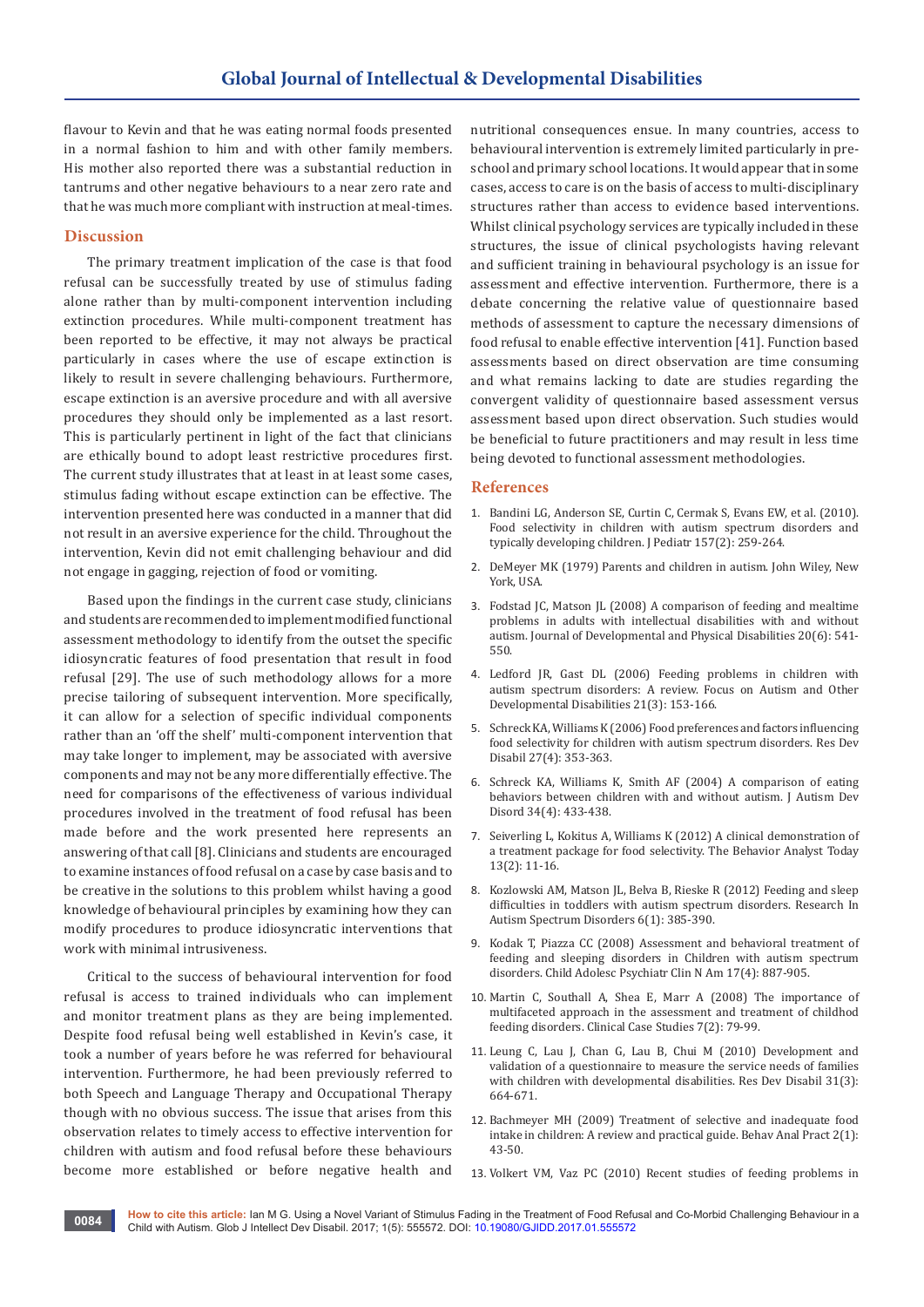flavour to Kevin and that he was eating normal foods presented in a normal fashion to him and with other family members. His mother also reported there was a substantial reduction in tantrums and other negative behaviours to a near zero rate and that he was much more compliant with instruction at meal-times.

## Discussion

The primary treatment implication of the case is that food refusal can be successfully treated by use of stimulus fading alone rather than by multi-component intervention including extinction procedures. While multi-component treatment has been reported to be effective, it may not always be practical particularly in cases where the use of escape extinction is likely to result in severe challenging behaviours. Furthermore, escape extinction is an aversive procedure and with all aversive procedures they should only be implemented as a last resort. This is particularly pertinent in light of the fact that clinicians are ethically bound to adopt least restrictive procedures first. The current study illustrates that at least in at least some cases, stimulus fading without escape extinction can be effective. The intervention presented here was conducted in a manner that did not result in an aversive experience for the child. Throughout the intervention, Kevin did not emit challenging behaviour and did not engage in gagging, rejection of food or vomiting.

Based upon the findings in the current case study, clinicians and students are recommended to implement modified functional assessment methodology to identify from the outset the specific idiosyncratic features of food presentation that result in food refusal [29]. The use of such methodology allows for a more precise tailoring of subsequent intervention. More specifically, it can allow for a selection of specific individual components rather than an 'off the shelf' multi-component intervention that may take longer to implement, may be associated with aversive components and may not be any more differentially effective. The need for comparisons of the effectiveness of various individual procedures involved in the treatment of food refusal has been made before and the work presented here represents an answering of that call [8]. Clinicians and students are encouraged to examine instances of food refusal on a case by case basis and to be creative in the solutions to this problem whilst having a good knowledge of behavioural principles by examining how they can modify procedures to produce idiosyncratic interventions that work with minimal intrusiveness.

Critical to the success of behavioural intervention for food refusal is access to trained individuals who can implement and monitor treatment plans as they are being implemented. Despite food refusal being well established in Kevin's case, it took a number of years before he was referred for behavioural intervention. Furthermore, he had been previously referred to both Speech and Language Therapy and Occupational Therapy though with no obvious success. The issue that arises from this observation relates to timely access to effective intervention for children with autism and food refusal before these behaviours become more established or before negative health and nutritional consequences ensue. In many countries, access to behavioural intervention is extremely limited particularly in pre-school and primary school locations. It would appear that in some cases, access to care is on the basis of access to multi-disciplinary structures rather than access to evidence based interventions. Whilst clinical psychology services are typically included in these structures, the issue of clinical psychologists having relevant and sufficient training in behavioural psychology is an issue for assessment and effective intervention. Furthermore, there is a debate concerning the relative value of questionnaire based methods of assessment to capture the necessary dimensions of food refusal to enable effective intervention [41]. Function based assessments based on direct observation are time consuming and what remains lacking to date are studies regarding the convergent validity of questionnaire based assessment versus assessment based upon direct observation. Such studies would be beneficial to future practitioners and may result in less time being devoted to functional assessment methodologies.

## References

1. Bandini LG, Anderson SE, Curtin C, Cermak S, Evans EW, et al. (2010). Food selectivity in children with autism spectrum disorders and typically developing children. J Pediatr 157(2): 259-264.
2. DeMeyer MK (1979) Parents and children in autism. John Wiley, New York, USA.
3. Fodstad JC, Matson JL (2008) A comparison of feeding and mealtime problems in adults with intellectual disabilities with and without autism. Journal of Developmental and Physical Disabilities 20(6): 541-550.
4. Ledford JR, Gast DL (2006) Feeding problems in children with autism spectrum disorders: A review. Focus on Autism and Other Developmental Disabilities 21(3): 153-166.
5. Schreck KA, Williams K (2006) Food preferences and factors influencing food selectivity for children with autism spectrum disorders. Res Dev Disabil 27(4): 353-363.
6. Schreck KA, Williams K, Smith AF (2004) A comparison of eating behaviors between children with and without autism. J Autism Dev Disord 34(4): 433-438.
7. Seiverling L, Kokitus A, Williams K (2012) A clinical demonstration of a treatment package for food selectivity. The Behavior Analyst Today 13(2): 11-16.
8. Kozlowski AM, Matson JL, Belva B, Rieske R (2012) Feeding and sleep difficulties in toddlers with autism spectrum disorders. Research In Autism Spectrum Disorders 6(1): 385-390.
9. Kodak T, Piazza CC (2008) Assessment and behavioral treatment of feeding and sleeping disorders in Children with autism spectrum disorders. Child Adolesc Psychiatr Clin N Am 17(4): 887-905.
10. Martin C, Southall A, Shea E, Marr A (2008) The importance of multifaceted approach in the assessment and treatment of childhod feeding disorders. Clinical Case Studies 7(2): 79-99.
11. Leung C, Lau J, Chan G, Lau B, Chui M (2010) Development and validation of a questionnaire to measure the service needs of families with children with developmental disabilities. Res Dev Disabil 31(3): 664-671.
12. Bachmeyer MH (2009) Treatment of selective and inadequate food intake in children: A review and practical guide. Behav Anal Pract 2(1): 43-50.
13. Volkert VM, Vaz PC (2010) Recent studies of feeding problems in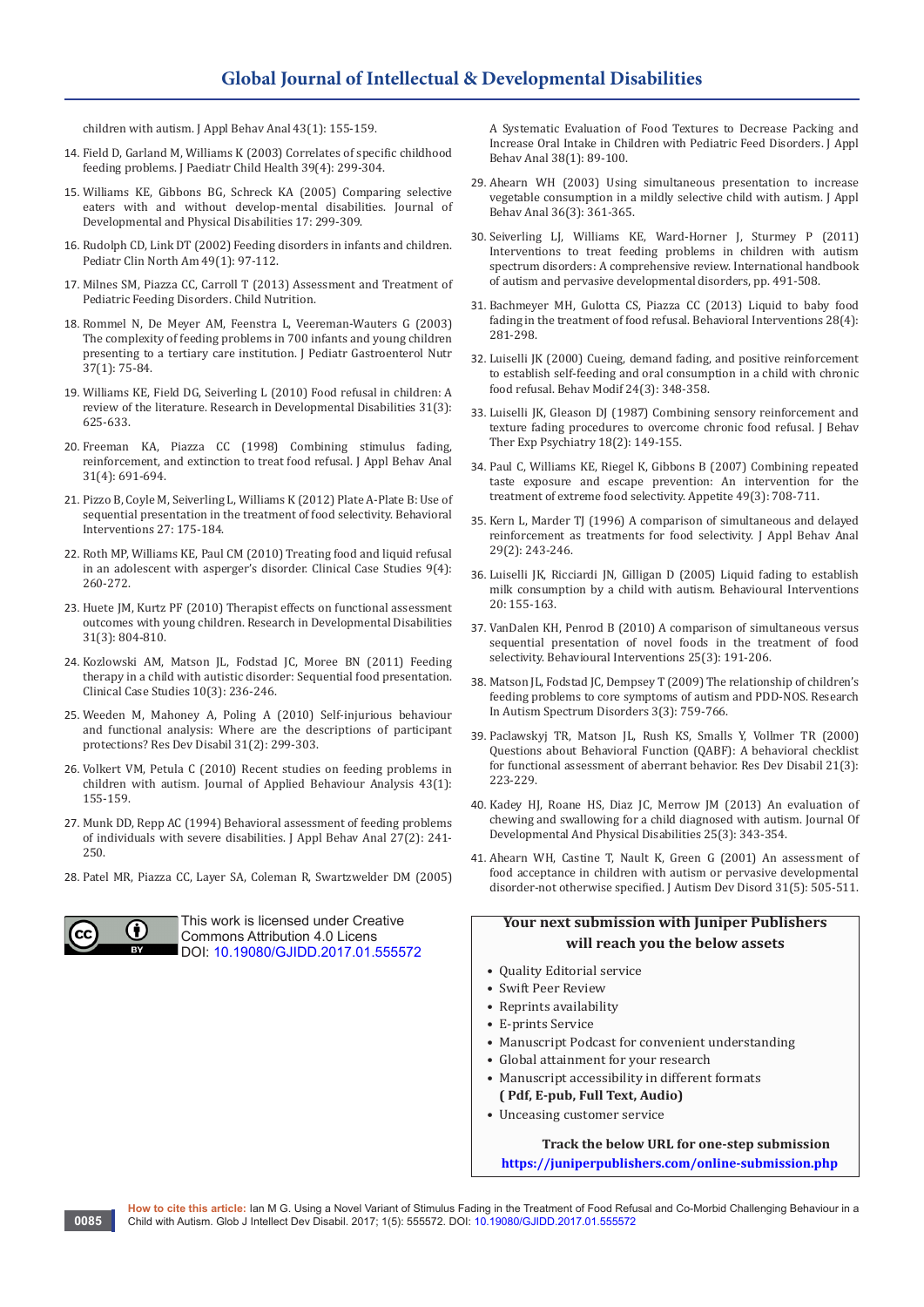children with autism. J Appl Behav Anal 43(1): 155-159.

14. Field D, Garland M, Williams K (2003) Correlates of specific childhood feeding problems. J Paediatr Child Health 39(4): 299-304.
15. Williams KE, Gibbons BG, Schreck KA (2005) Comparing selective eaters with and without develop-mental disabilities. Journal of Developmental and Physical Disabilities 17: 299-309.
16. Rudolph CD, Link DT (2002) Feeding disorders in infants and children. Pediatr Clin North Am 49(1): 97-112.
17. Milnes SM, Piazza CC, Carroll T (2013) Assessment and Treatment of Pediatric Feeding Disorders. Child Nutrition.
18. Rommel N, De Meyer AM, Feenstra L, Veereman-Wauters G (2003) The complexity of feeding problems in 700 infants and young children presenting to a tertiary care institution. J Pediatr Gastroenterol Nutr 37(1): 75-84.
19. Williams KE, Field DG, Seiverling L (2010) Food refusal in children: A review of the literature. Research in Developmental Disabilities 31(3): 625-633.
20. Freeman KA, Piazza CC (1998) Combining stimulus fading, reinforcement, and extinction to treat food refusal. J Appl Behav Anal 31(4): 691-694.
21. Pizzo B, Coyle M, Seiverling L, Williams K (2012) Plate A-Plate B: Use of sequential presentation in the treatment of food selectivity. Behavioral Interventions 27: 175-184.
22. Roth MP, Williams KE, Paul CM (2010) Treating food and liquid refusal in an adolescent with asperger's disorder. Clinical Case Studies 9(4): 260-272.
23. Huete JM, Kurtz PF (2010) Therapist effects on functional assessment outcomes with young children. Research in Developmental Disabilities 31(3): 804-810.
24. Kozlowski AM, Matson JL, Fodstad JC, Moree BN (2011) Feeding therapy in a child with autistic disorder: Sequential food presentation. Clinical Case Studies 10(3): 236-246.
25. Weeden M, Mahoney A, Poling A (2010) Self-injurious behaviour and functional analysis: Where are the descriptions of participant protections? Res Dev Disabil 31(2): 299-303.
26. Volkert VM, Petula C (2010) Recent studies on feeding problems in children with autism. Journal of Applied Behaviour Analysis 43(1): 155-159.
27. Munk DD, Repp AC (1994) Behavioral assessment of feeding problems of individuals with severe disabilities. J Appl Behav Anal 27(2): 241-250.
28. Patel MR, Piazza CC, Layer SA, Coleman R, Swartzwelder DM (2005) A Systematic Evaluation of Food Textures to Decrease Packing and Increase Oral Intake in Children with Pediatric Feed Disorders. J Appl Behav Anal 38(1): 89-100.
29. Ahearn WH (2003) Using simultaneous presentation to increase vegetable consumption in a mildly selective child with autism. J Appl Behav Anal 36(3): 361-365.
30. Seiverling LJ, Williams KE, Ward-Horner J, Sturmey P (2011) Interventions to treat feeding problems in children with autism spectrum disorders: A comprehensive review. International handbook of autism and pervasive developmental disorders, pp. 491-508.
31. Bachmeyer MH, Gulotta CS, Piazza CC (2013) Liquid to baby food fading in the treatment of food refusal. Behavioral Interventions 28(4): 281-298.
32. Luiselli JK (2000) Cueing, demand fading, and positive reinforcement to establish self-feeding and oral consumption in a child with chronic food refusal. Behav Modif 24(3): 348-358.
33. Luiselli JK, Gleason DJ (1987) Combining sensory reinforcement and texture fading procedures to overcome chronic food refusal. J Behav Ther Exp Psychiatry 18(2): 149-155.
34. Paul C, Williams KE, Riegel K, Gibbons B (2007) Combining repeated taste exposure and escape prevention: An intervention for the treatment of extreme food selectivity. Appetite 49(3): 708-711.
35. Kern L, Marder TJ (1996) A comparison of simultaneous and delayed reinforcement as treatments for food selectivity. J Appl Behav Anal 29(2): 243-246.
36. Luiselli JK, Ricciardi JN, Gilligan D (2005) Liquid fading to establish milk consumption by a child with autism. Behavioural Interventions 20: 155-163.
37. VanDalen KH, Penrod B (2010) A comparison of simultaneous versus sequential presentation of novel foods in the treatment of food selectivity. Behavioural Interventions 25(3): 191-206.
38. Matson JL, Fodstad JC, Dempsey T (2009) The relationship of children's feeding problems to core symptoms of autism and PDD-NOS. Research In Autism Spectrum Disorders 3(3): 759-766.
39. Paclawskyj TR, Matson JL, Rush KS, Smalls Y, Vollmer TR (2000) Questions about Behavioral Function (QABF): A behavioral checklist for functional assessment of aberrant behavior. Res Dev Disabil 21(3): 223-229.
40. Kadey HJ, Roane HS, Diaz JC, Merrow JM (2013) An evaluation of chewing and swallowing for a child diagnosed with autism. Journal Of Developmental And Physical Disabilities 25(3): 343-354.
41. Ahearn WH, Castine T, Nault K, Green G (2001) An assessment of food acceptance in children with autism or pervasive developmental disorder-not otherwise specified. J Autism Dev Disord 31(5): 505-511.

This work is licensed under Creative Commons Attribution 4.0 Licens
DOI: 10.19080/GJIDD.2017.01.555572

**Your next submission with Juniper Publishers will reach you the below assets**

- Quality Editorial service
- Swift Peer Review
- Reprints availability
- E-prints Service
- Manuscript Podcast for convenient understanding
- Global attainment for your research
- Manuscript accessibility in different formats **( Pdf, E-pub, Full Text, Audio)**
- Unceasing customer service

**Track the below URL for one-step submission**
**https://juniperpublishers.com/online-submission.php**

**How to cite this article:** Ian M G. Using a Novel Variant of Stimulus Fading in the Treatment of Food Refusal and Co-Morbid Challenging Behaviour in a Child with Autism. Glob J Intellect Dev Disabil. 2017; 1(5): 555572. DOI: 10.19080/GJIDD.2017.01.555572